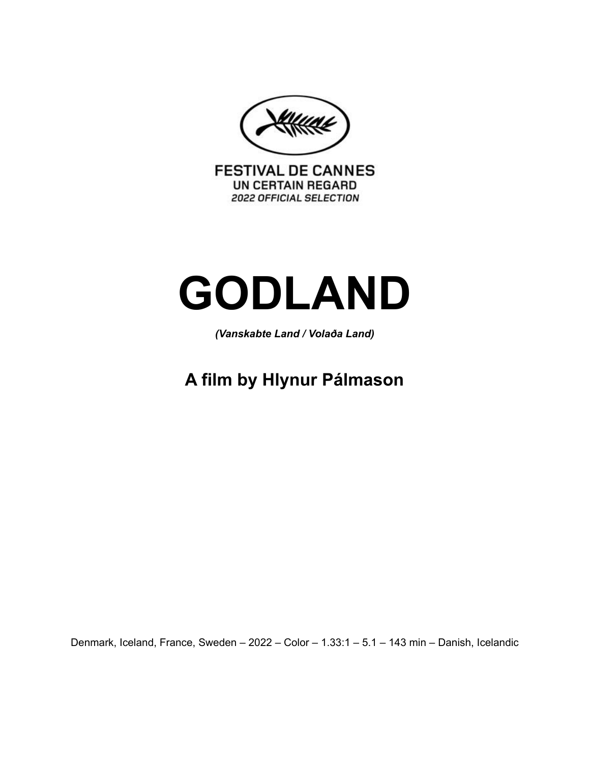FESTIVAL DE CANNES
UN CERTAIN REGARD
2022 OFFICIAL SELECTION

# GODLAND

***(Vanskabte Land / Volaða Land)***

## A film by Hlynur Pálmason

Denmark, Iceland, France, Sweden – 2022 – Color – 1.33:1 – 5.1 – 143 min – Danish, Icelandic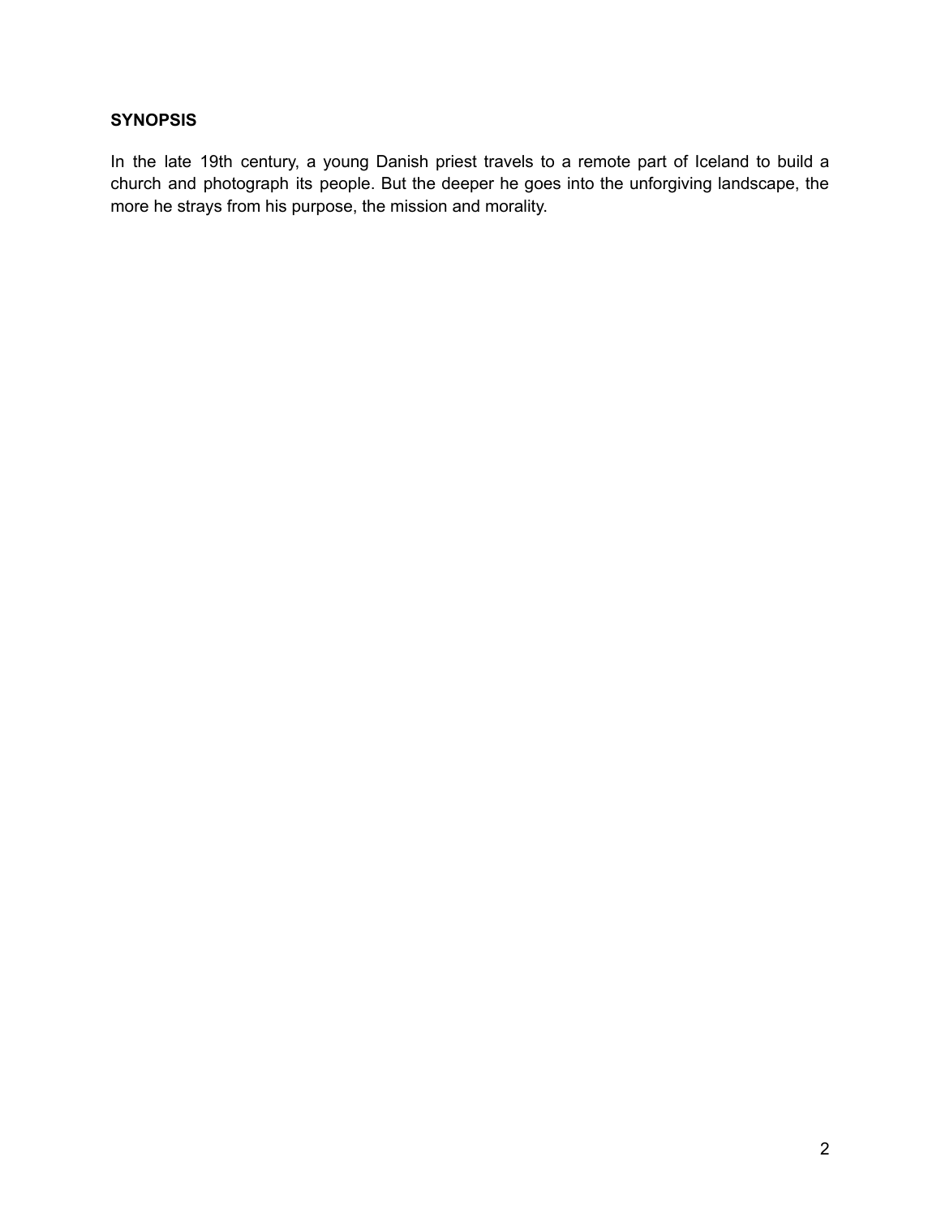**SYNOPSIS**

In the late 19th century, a young Danish priest travels to a remote part of Iceland to build a church and photograph its people. But the deeper he goes into the unforgiving landscape, the more he strays from his purpose, the mission and morality.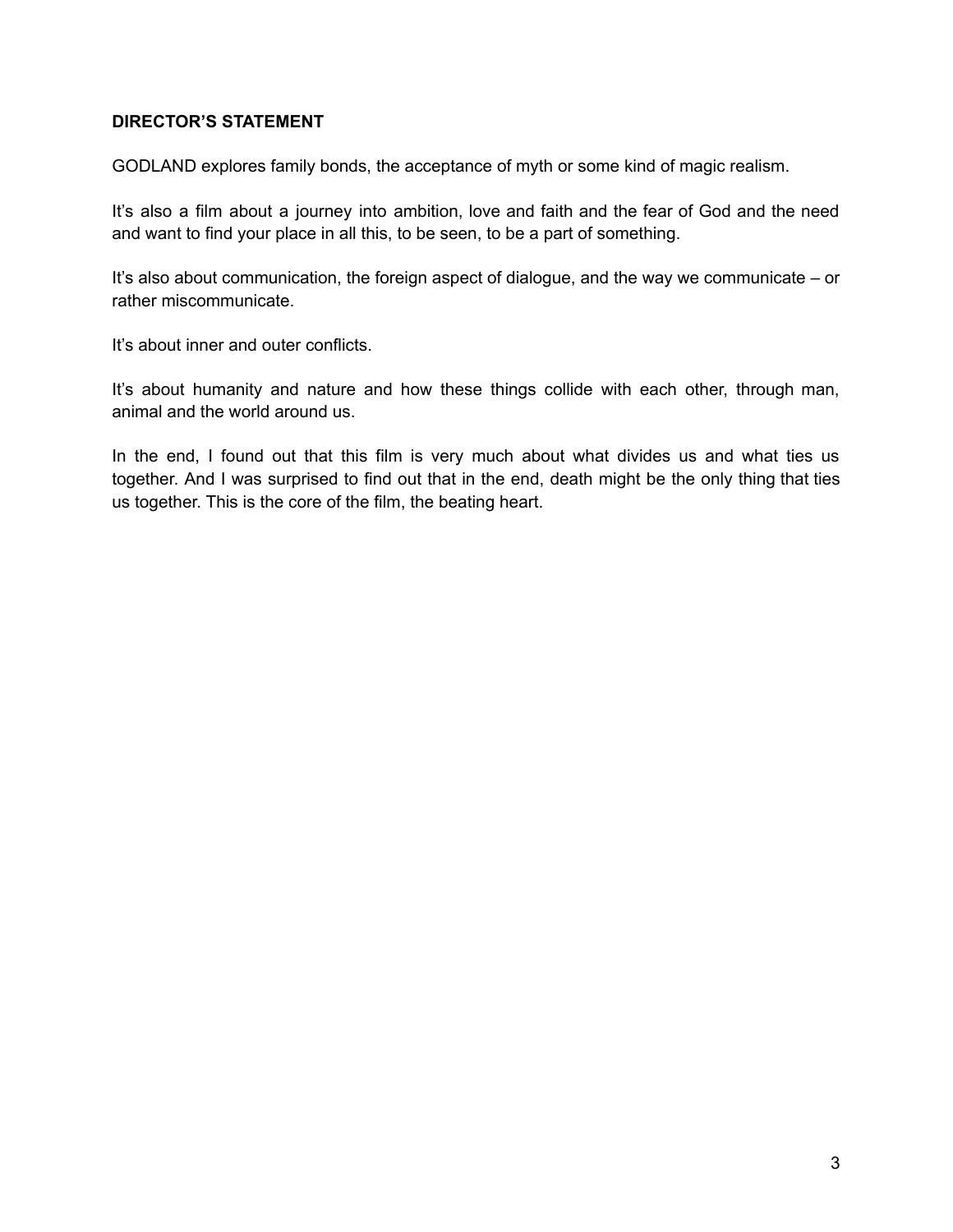## DIRECTOR'S STATEMENT

GODLAND explores family bonds, the acceptance of myth or some kind of magic realism.

It's also a film about a journey into ambition, love and faith and the fear of God and the need and want to find your place in all this, to be seen, to be a part of something.

It's also about communication, the foreign aspect of dialogue, and the way we communicate – or rather miscommunicate.

It's about inner and outer conflicts.

It's about humanity and nature and how these things collide with each other, through man, animal and the world around us.

In the end, I found out that this film is very much about what divides us and what ties us together. And I was surprised to find out that in the end, death might be the only thing that ties us together. This is the core of the film, the beating heart.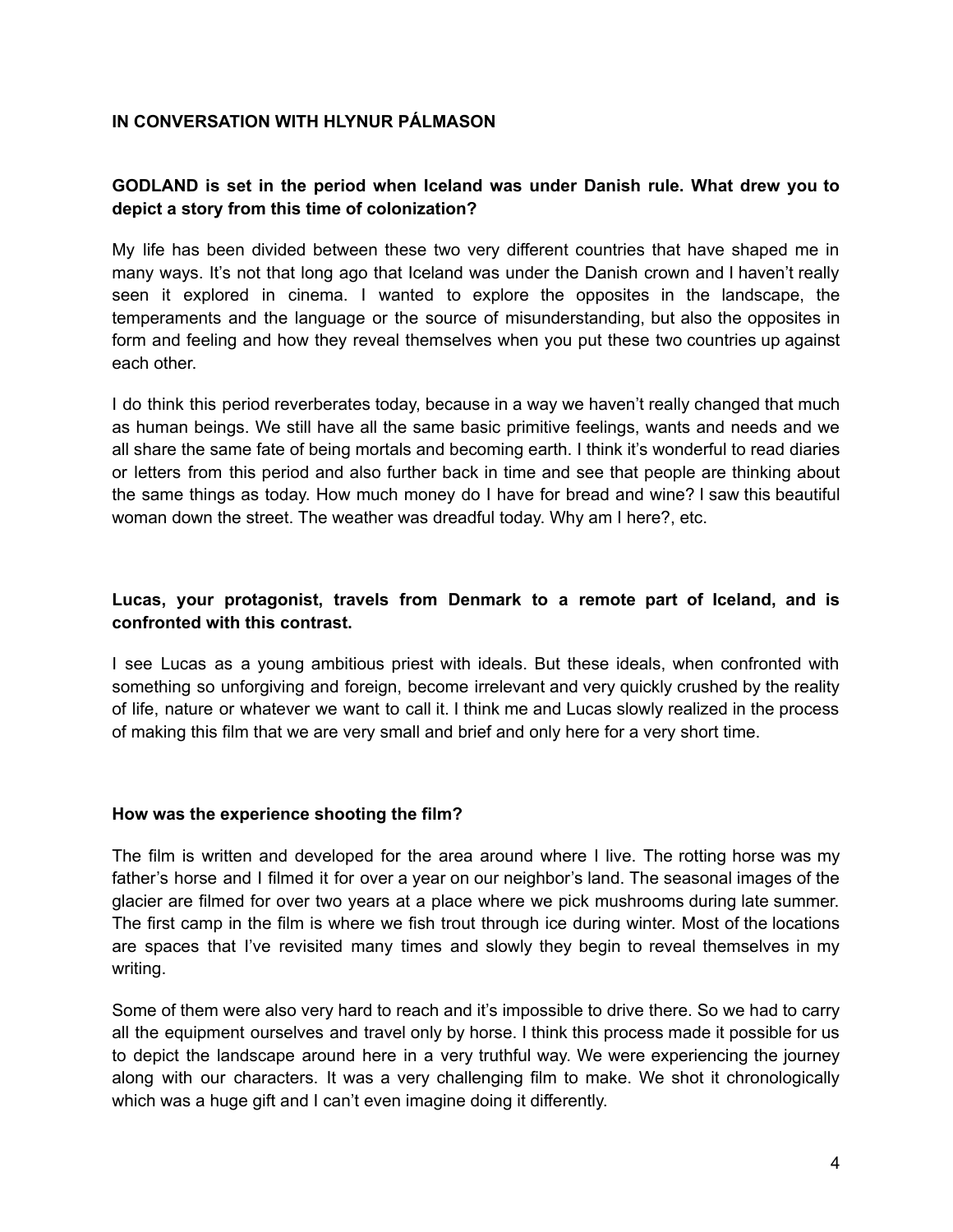## IN CONVERSATION WITH HLYNUR PÁLMASON

**GODLAND is set in the period when Iceland was under Danish rule. What drew you to depict a story from this time of colonization?**

My life has been divided between these two very different countries that have shaped me in many ways. It's not that long ago that Iceland was under the Danish crown and I haven't really seen it explored in cinema. I wanted to explore the opposites in the landscape, the temperaments and the language or the source of misunderstanding, but also the opposites in form and feeling and how they reveal themselves when you put these two countries up against each other.

I do think this period reverberates today, because in a way we haven't really changed that much as human beings. We still have all the same basic primitive feelings, wants and needs and we all share the same fate of being mortals and becoming earth. I think it's wonderful to read diaries or letters from this period and also further back in time and see that people are thinking about the same things as today. How much money do I have for bread and wine? I saw this beautiful woman down the street. The weather was dreadful today. Why am I here?, etc.

**Lucas, your protagonist, travels from Denmark to a remote part of Iceland, and is confronted with this contrast.**

I see Lucas as a young ambitious priest with ideals. But these ideals, when confronted with something so unforgiving and foreign, become irrelevant and very quickly crushed by the reality of life, nature or whatever we want to call it. I think me and Lucas slowly realized in the process of making this film that we are very small and brief and only here for a very short time.

**How was the experience shooting the film?**

The film is written and developed for the area around where I live. The rotting horse was my father's horse and I filmed it for over a year on our neighbor's land. The seasonal images of the glacier are filmed for over two years at a place where we pick mushrooms during late summer. The first camp in the film is where we fish trout through ice during winter. Most of the locations are spaces that I've revisited many times and slowly they begin to reveal themselves in my writing.

Some of them were also very hard to reach and it's impossible to drive there. So we had to carry all the equipment ourselves and travel only by horse. I think this process made it possible for us to depict the landscape around here in a very truthful way. We were experiencing the journey along with our characters. It was a very challenging film to make. We shot it chronologically which was a huge gift and I can't even imagine doing it differently.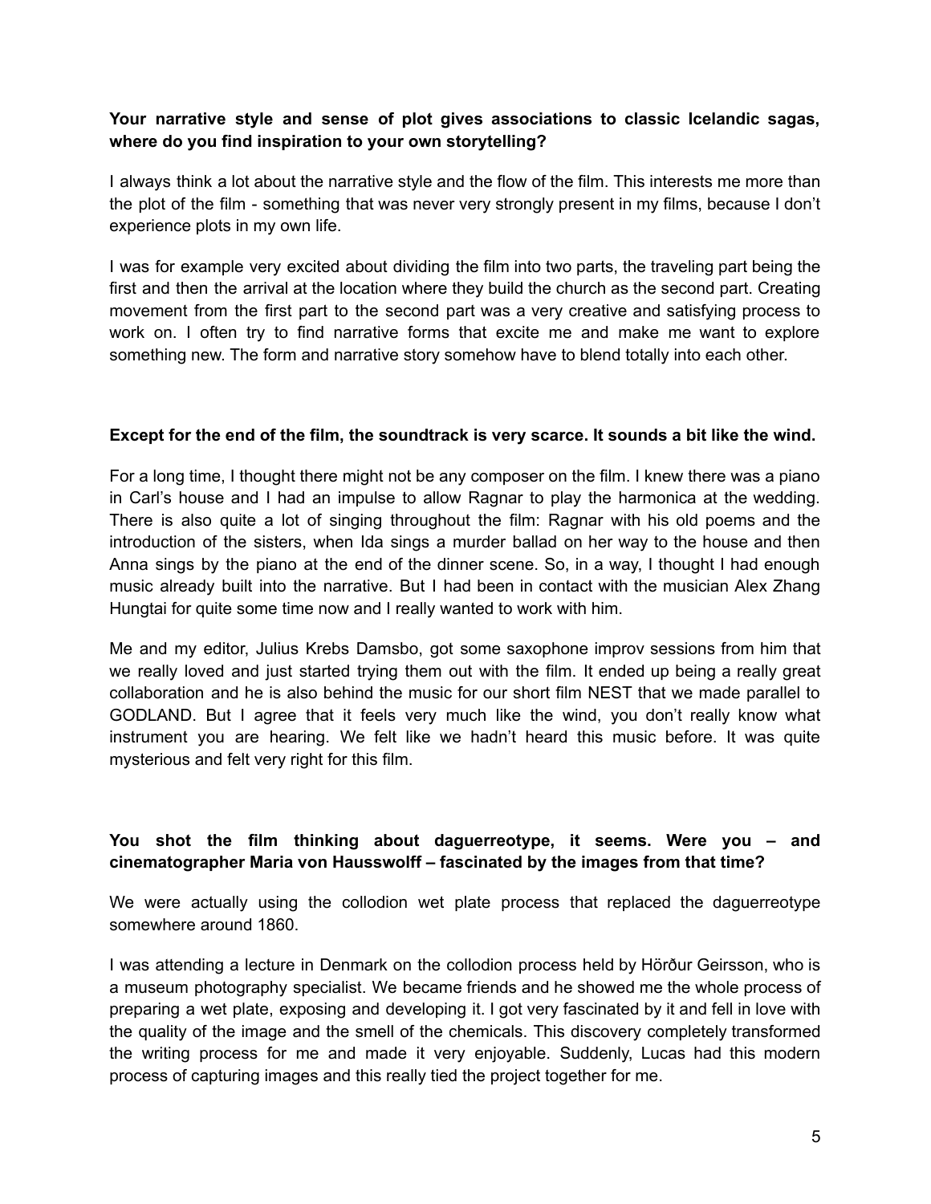**Your narrative style and sense of plot gives associations to classic Icelandic sagas, where do you find inspiration to your own storytelling?**

I always think a lot about the narrative style and the flow of the film. This interests me more than the plot of the film - something that was never very strongly present in my films, because I don't experience plots in my own life.

I was for example very excited about dividing the film into two parts, the traveling part being the first and then the arrival at the location where they build the church as the second part. Creating movement from the first part to the second part was a very creative and satisfying process to work on. I often try to find narrative forms that excite me and make me want to explore something new. The form and narrative story somehow have to blend totally into each other.

**Except for the end of the film, the soundtrack is very scarce. It sounds a bit like the wind.**

For a long time, I thought there might not be any composer on the film. I knew there was a piano in Carl's house and I had an impulse to allow Ragnar to play the harmonica at the wedding. There is also quite a lot of singing throughout the film: Ragnar with his old poems and the introduction of the sisters, when Ida sings a murder ballad on her way to the house and then Anna sings by the piano at the end of the dinner scene. So, in a way, I thought I had enough music already built into the narrative. But I had been in contact with the musician Alex Zhang Hungtai for quite some time now and I really wanted to work with him.

Me and my editor, Julius Krebs Damsbo, got some saxophone improv sessions from him that we really loved and just started trying them out with the film. It ended up being a really great collaboration and he is also behind the music for our short film NEST that we made parallel to GODLAND. But I agree that it feels very much like the wind, you don't really know what instrument you are hearing. We felt like we hadn't heard this music before. It was quite mysterious and felt very right for this film.

**You shot the film thinking about daguerreotype, it seems. Were you – and cinematographer Maria von Hausswolff – fascinated by the images from that time?**

We were actually using the collodion wet plate process that replaced the daguerreotype somewhere around 1860.

I was attending a lecture in Denmark on the collodion process held by Hörður Geirsson, who is a museum photography specialist. We became friends and he showed me the whole process of preparing a wet plate, exposing and developing it. I got very fascinated by it and fell in love with the quality of the image and the smell of the chemicals. This discovery completely transformed the writing process for me and made it very enjoyable. Suddenly, Lucas had this modern process of capturing images and this really tied the project together for me.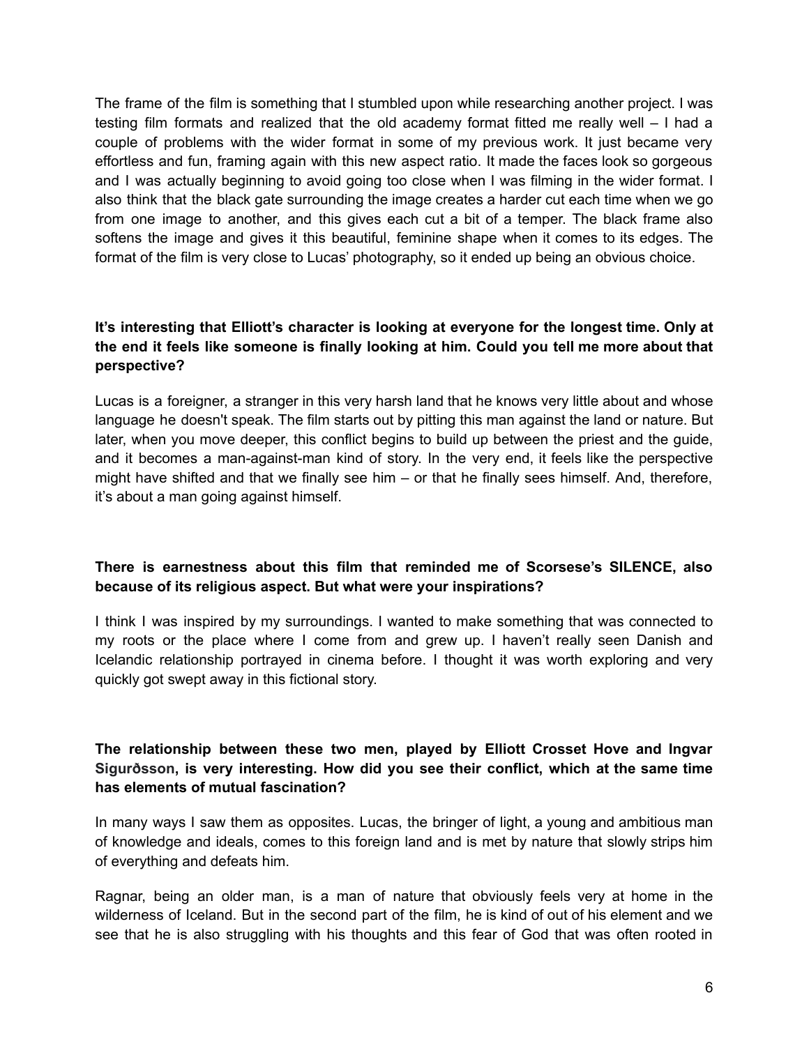The frame of the film is something that I stumbled upon while researching another project. I was testing film formats and realized that the old academy format fitted me really well – I had a couple of problems with the wider format in some of my previous work. It just became very effortless and fun, framing again with this new aspect ratio. It made the faces look so gorgeous and I was actually beginning to avoid going too close when I was filming in the wider format. I also think that the black gate surrounding the image creates a harder cut each time when we go from one image to another, and this gives each cut a bit of a temper. The black frame also softens the image and gives it this beautiful, feminine shape when it comes to its edges. The format of the film is very close to Lucas' photography, so it ended up being an obvious choice.

**It's interesting that Elliott's character is looking at everyone for the longest time. Only at the end it feels like someone is finally looking at him. Could you tell me more about that perspective?**

Lucas is a foreigner, a stranger in this very harsh land that he knows very little about and whose language he doesn't speak. The film starts out by pitting this man against the land or nature. But later, when you move deeper, this conflict begins to build up between the priest and the guide, and it becomes a man-against-man kind of story. In the very end, it feels like the perspective might have shifted and that we finally see him – or that he finally sees himself. And, therefore, it's about a man going against himself.

**There is earnestness about this film that reminded me of Scorsese's SILENCE, also because of its religious aspect. But what were your inspirations?**

I think I was inspired by my surroundings. I wanted to make something that was connected to my roots or the place where I come from and grew up. I haven't really seen Danish and Icelandic relationship portrayed in cinema before. I thought it was worth exploring and very quickly got swept away in this fictional story.

**The relationship between these two men, played by Elliott Crosset Hove and Ingvar Sigurðsson, is very interesting. How did you see their conflict, which at the same time has elements of mutual fascination?**

In many ways I saw them as opposites. Lucas, the bringer of light, a young and ambitious man of knowledge and ideals, comes to this foreign land and is met by nature that slowly strips him of everything and defeats him.

Ragnar, being an older man, is a man of nature that obviously feels very at home in the wilderness of Iceland. But in the second part of the film, he is kind of out of his element and we see that he is also struggling with his thoughts and this fear of God that was often rooted in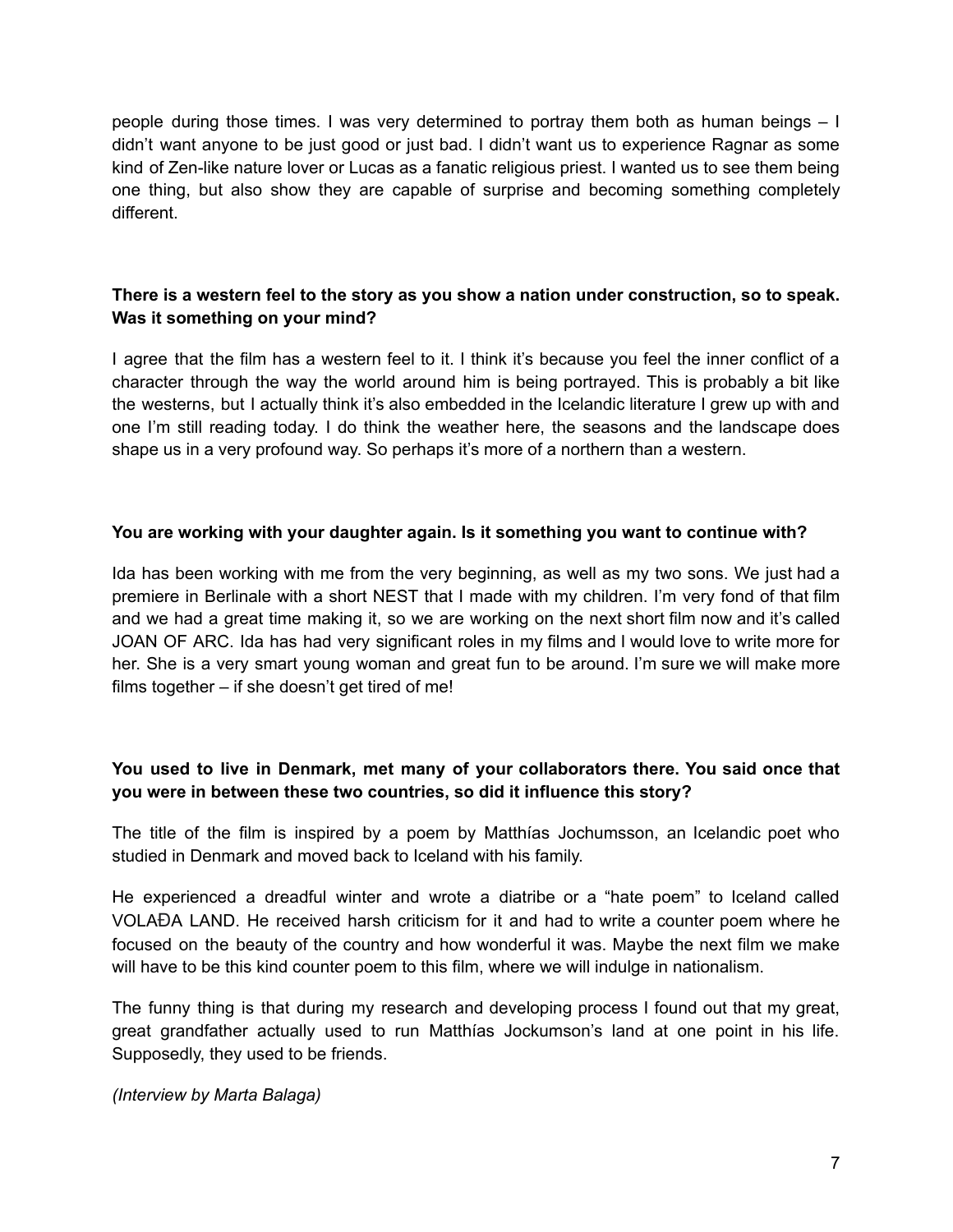people during those times. I was very determined to portray them both as human beings – I didn't want anyone to be just good or just bad. I didn't want us to experience Ragnar as some kind of Zen-like nature lover or Lucas as a fanatic religious priest. I wanted us to see them being one thing, but also show they are capable of surprise and becoming something completely different.

**There is a western feel to the story as you show a nation under construction, so to speak. Was it something on your mind?**

I agree that the film has a western feel to it. I think it's because you feel the inner conflict of a character through the way the world around him is being portrayed. This is probably a bit like the westerns, but I actually think it's also embedded in the Icelandic literature I grew up with and one I'm still reading today. I do think the weather here, the seasons and the landscape does shape us in a very profound way. So perhaps it's more of a northern than a western.

**You are working with your daughter again. Is it something you want to continue with?**

Ida has been working with me from the very beginning, as well as my two sons. We just had a premiere in Berlinale with a short NEST that I made with my children. I'm very fond of that film and we had a great time making it, so we are working on the next short film now and it's called JOAN OF ARC. Ida has had very significant roles in my films and I would love to write more for her. She is a very smart young woman and great fun to be around. I'm sure we will make more films together – if she doesn't get tired of me!

**You used to live in Denmark, met many of your collaborators there. You said once that you were in between these two countries, so did it influence this story?**

The title of the film is inspired by a poem by Matthías Jochumsson, an Icelandic poet who studied in Denmark and moved back to Iceland with his family.

He experienced a dreadful winter and wrote a diatribe or a "hate poem" to Iceland called VOLAÐA LAND. He received harsh criticism for it and had to write a counter poem where he focused on the beauty of the country and how wonderful it was. Maybe the next film we make will have to be this kind counter poem to this film, where we will indulge in nationalism.

The funny thing is that during my research and developing process I found out that my great, great grandfather actually used to run Matthías Jockumson's land at one point in his life. Supposedly, they used to be friends.

*(Interview by Marta Balaga)*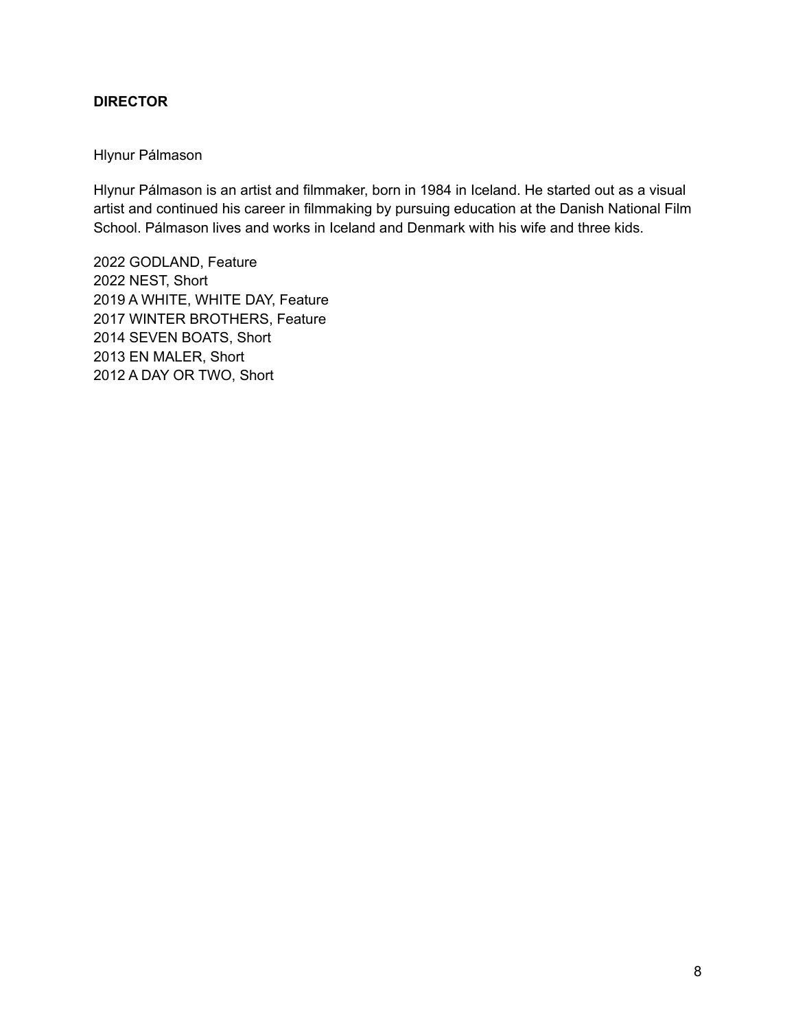**DIRECTOR**

Hlynur Pálmason

Hlynur Pálmason is an artist and filmmaker, born in 1984 in Iceland. He started out as a visual artist and continued his career in filmmaking by pursuing education at the Danish National Film School. Pálmason lives and works in Iceland and Denmark with his wife and three kids.

2022 GODLAND, Feature
2022 NEST, Short
2019 A WHITE, WHITE DAY, Feature
2017 WINTER BROTHERS, Feature
2014 SEVEN BOATS, Short
2013 EN MALER, Short
2012 A DAY OR TWO, Short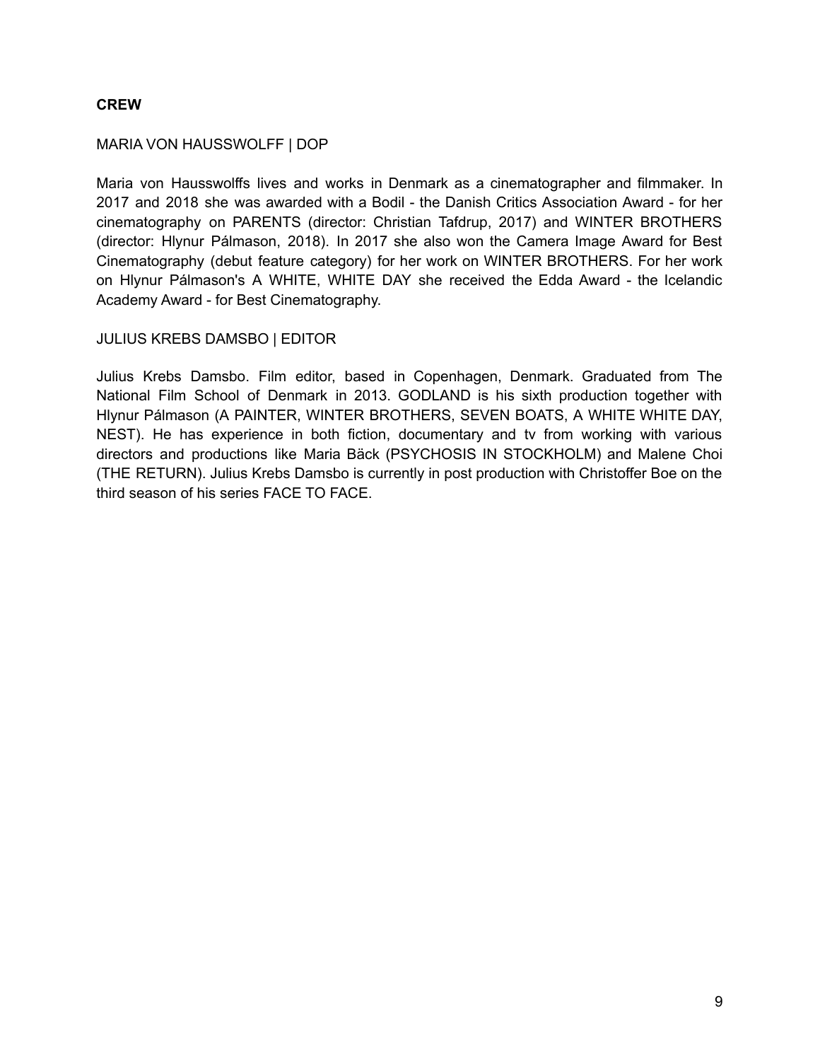## CREW

### MARIA VON HAUSSWOLFF | DOP

Maria von Hausswolffs lives and works in Denmark as a cinematographer and filmmaker. In 2017 and 2018 she was awarded with a Bodil - the Danish Critics Association Award - for her cinematography on PARENTS (director: Christian Tafdrup, 2017) and WINTER BROTHERS (director: Hlynur Pálmason, 2018). In 2017 she also won the Camera Image Award for Best Cinematography (debut feature category) for her work on WINTER BROTHERS. For her work on Hlynur Pálmason's A WHITE, WHITE DAY she received the Edda Award - the Icelandic Academy Award - for Best Cinematography.

### JULIUS KREBS DAMSBO | EDITOR

Julius Krebs Damsbo. Film editor, based in Copenhagen, Denmark. Graduated from The National Film School of Denmark in 2013. GODLAND is his sixth production together with Hlynur Pálmason (A PAINTER, WINTER BROTHERS, SEVEN BOATS, A WHITE WHITE DAY, NEST). He has experience in both fiction, documentary and tv from working with various directors and productions like Maria Bäck (PSYCHOSIS IN STOCKHOLM) and Malene Choi (THE RETURN). Julius Krebs Damsbo is currently in post production with Christoffer Boe on the third season of his series FACE TO FACE.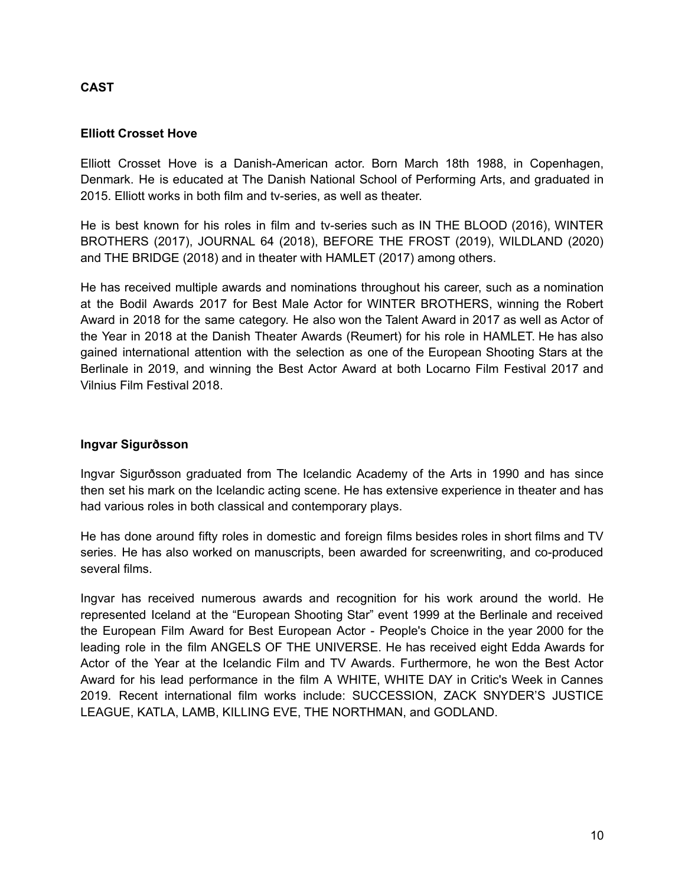## CAST

### Elliott Crosset Hove

Elliott Crosset Hove is a Danish-American actor. Born March 18th 1988, in Copenhagen, Denmark. He is educated at The Danish National School of Performing Arts, and graduated in 2015. Elliott works in both film and tv-series, as well as theater.

He is best known for his roles in film and tv-series such as IN THE BLOOD (2016), WINTER BROTHERS (2017), JOURNAL 64 (2018), BEFORE THE FROST (2019), WILDLAND (2020) and THE BRIDGE (2018) and in theater with HAMLET (2017) among others.

He has received multiple awards and nominations throughout his career, such as a nomination at the Bodil Awards 2017 for Best Male Actor for WINTER BROTHERS, winning the Robert Award in 2018 for the same category. He also won the Talent Award in 2017 as well as Actor of the Year in 2018 at the Danish Theater Awards (Reumert) for his role in HAMLET. He has also gained international attention with the selection as one of the European Shooting Stars at the Berlinale in 2019, and winning the Best Actor Award at both Locarno Film Festival 2017 and Vilnius Film Festival 2018.

### Ingvar Sigurðsson

Ingvar Sigurðsson graduated from The Icelandic Academy of the Arts in 1990 and has since then set his mark on the Icelandic acting scene. He has extensive experience in theater and has had various roles in both classical and contemporary plays.

He has done around fifty roles in domestic and foreign films besides roles in short films and TV series. He has also worked on manuscripts, been awarded for screenwriting, and co-produced several films.

Ingvar has received numerous awards and recognition for his work around the world. He represented Iceland at the "European Shooting Star" event 1999 at the Berlinale and received the European Film Award for Best European Actor - People's Choice in the year 2000 for the leading role in the film ANGELS OF THE UNIVERSE. He has received eight Edda Awards for Actor of the Year at the Icelandic Film and TV Awards. Furthermore, he won the Best Actor Award for his lead performance in the film A WHITE, WHITE DAY in Critic's Week in Cannes 2019. Recent international film works include: SUCCESSION, ZACK SNYDER'S JUSTICE LEAGUE, KATLA, LAMB, KILLING EVE, THE NORTHMAN, and GODLAND.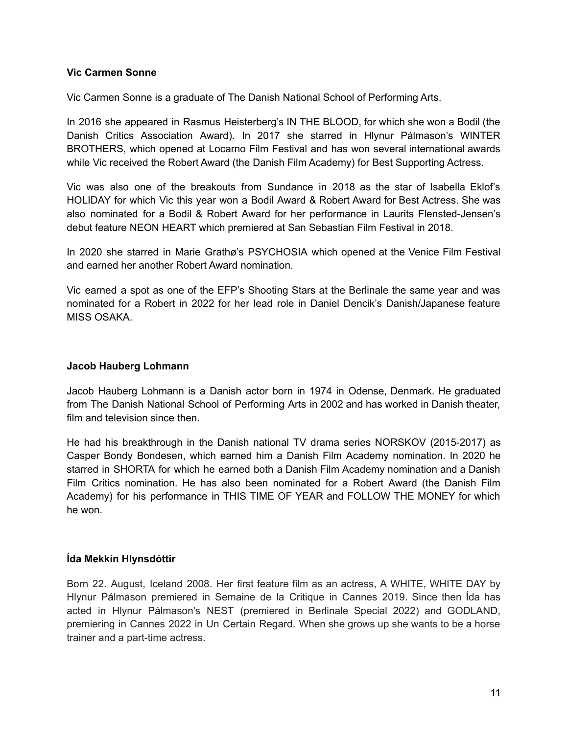**Vic Carmen Sonne**

Vic Carmen Sonne is a graduate of The Danish National School of Performing Arts.

In 2016 she appeared in Rasmus Heisterberg's IN THE BLOOD, for which she won a Bodil (the Danish Critics Association Award). In 2017 she starred in Hlynur Pálmason's WINTER BROTHERS, which opened at Locarno Film Festival and has won several international awards while Vic received the Robert Award (the Danish Film Academy) for Best Supporting Actress.

Vic was also one of the breakouts from Sundance in 2018 as the star of Isabella Eklof's HOLIDAY for which Vic this year won a Bodil Award & Robert Award for Best Actress. She was also nominated for a Bodil & Robert Award for her performance in Laurits Flensted-Jensen's debut feature NEON HEART which premiered at San Sebastian Film Festival in 2018.

In 2020 she starred in Marie Grathø's PSYCHOSIA which opened at the Venice Film Festival and earned her another Robert Award nomination.

Vic earned a spot as one of the EFP's Shooting Stars at the Berlinale the same year and was nominated for a Robert in 2022 for her lead role in Daniel Dencik's Danish/Japanese feature MISS OSAKA.

**Jacob Hauberg Lohmann**

Jacob Hauberg Lohmann is a Danish actor born in 1974 in Odense, Denmark. He graduated from The Danish National School of Performing Arts in 2002 and has worked in Danish theater, film and television since then.

He had his breakthrough in the Danish national TV drama series NORSKOV (2015-2017) as Casper Bondy Bondesen, which earned him a Danish Film Academy nomination. In 2020 he starred in SHORTA for which he earned both a Danish Film Academy nomination and a Danish Film Critics nomination. He has also been nominated for a Robert Award (the Danish Film Academy) for his performance in THIS TIME OF YEAR and FOLLOW THE MONEY for which he won.

**Ída Mekkín Hlynsdóttir**

Born 22. August, Iceland 2008. Her first feature film as an actress, A WHITE, WHITE DAY by Hlynur Pálmason premiered in Semaine de la Critique in Cannes 2019. Since then Ída has acted in Hlynur Pálmason's NEST (premiered in Berlinale Special 2022) and GODLAND, premiering in Cannes 2022 in Un Certain Regard. When she grows up she wants to be a horse trainer and a part-time actress.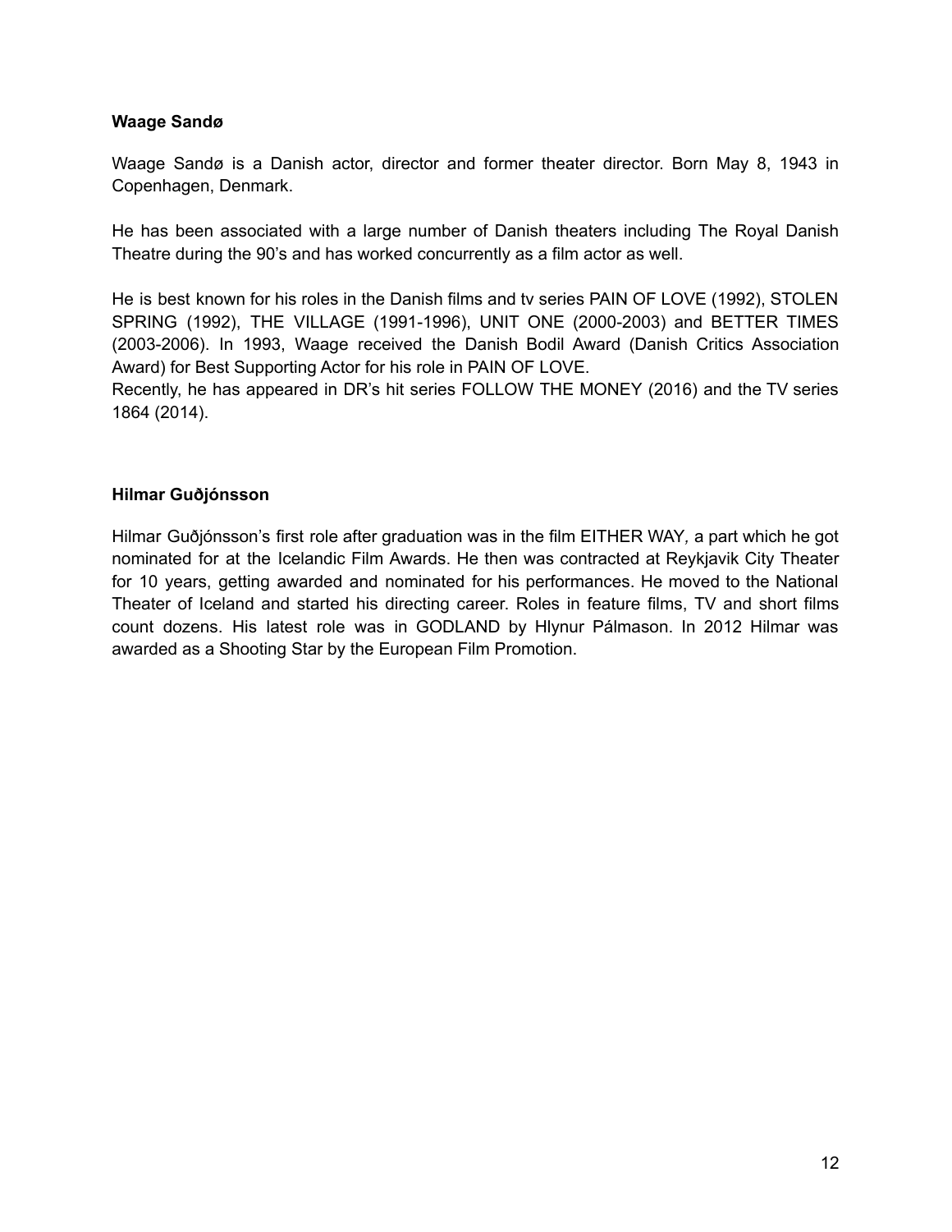**Waage Sandø**

Waage Sandø is a Danish actor, director and former theater director. Born May 8, 1943 in Copenhagen, Denmark.

He has been associated with a large number of Danish theaters including The Royal Danish Theatre during the 90's and has worked concurrently as a film actor as well.

He is best known for his roles in the Danish films and tv series PAIN OF LOVE (1992), STOLEN SPRING (1992), THE VILLAGE (1991-1996), UNIT ONE (2000-2003) and BETTER TIMES (2003-2006). In 1993, Waage received the Danish Bodil Award (Danish Critics Association Award) for Best Supporting Actor for his role in PAIN OF LOVE.
Recently, he has appeared in DR's hit series FOLLOW THE MONEY (2016) and the TV series 1864 (2014).

**Hilmar Guðjónsson**

Hilmar Guðjónsson's first role after graduation was in the film EITHER WAY, a part which he got nominated for at the Icelandic Film Awards. He then was contracted at Reykjavik City Theater for 10 years, getting awarded and nominated for his performances. He moved to the National Theater of Iceland and started his directing career. Roles in feature films, TV and short films count dozens. His latest role was in GODLAND by Hlynur Pálmason. In 2012 Hilmar was awarded as a Shooting Star by the European Film Promotion.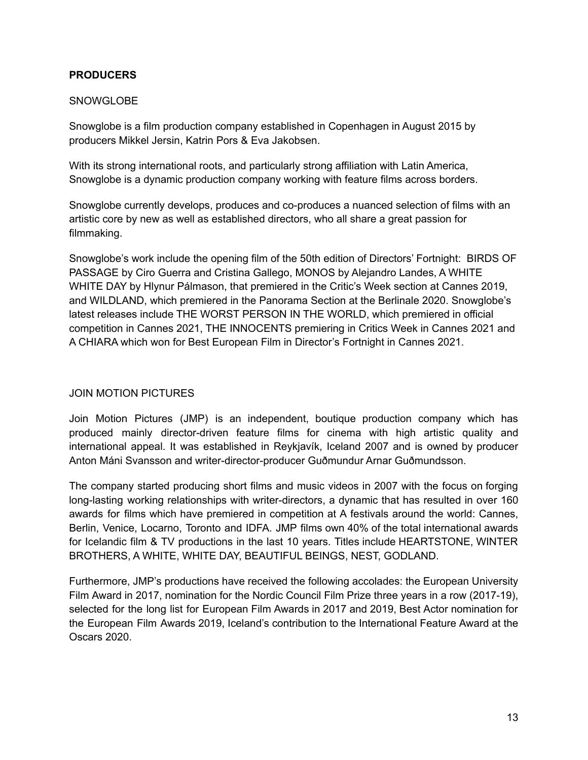## PRODUCERS

### SNOWGLOBE

Snowglobe is a film production company established in Copenhagen in August 2015 by producers Mikkel Jersin, Katrin Pors & Eva Jakobsen.

With its strong international roots, and particularly strong affiliation with Latin America, Snowglobe is a dynamic production company working with feature films across borders.

Snowglobe currently develops, produces and co-produces a nuanced selection of films with an artistic core by new as well as established directors, who all share a great passion for filmmaking.

Snowglobe's work include the opening film of the 50th edition of Directors' Fortnight: BIRDS OF PASSAGE by Ciro Guerra and Cristina Gallego, MONOS by Alejandro Landes, A WHITE WHITE DAY by Hlynur Pálmason, that premiered in the Critic's Week section at Cannes 2019, and WILDLAND, which premiered in the Panorama Section at the Berlinale 2020. Snowglobe's latest releases include THE WORST PERSON IN THE WORLD, which premiered in official competition in Cannes 2021, THE INNOCENTS premiering in Critics Week in Cannes 2021 and A CHIARA which won for Best European Film in Director's Fortnight in Cannes 2021.

### JOIN MOTION PICTURES

Join Motion Pictures (JMP) is an independent, boutique production company which has produced mainly director-driven feature films for cinema with high artistic quality and international appeal. It was established in Reykjavík, Iceland 2007 and is owned by producer Anton Máni Svansson and writer-director-producer Guðmundur Arnar Guðmundsson.

The company started producing short films and music videos in 2007 with the focus on forging long-lasting working relationships with writer-directors, a dynamic that has resulted in over 160 awards for films which have premiered in competition at A festivals around the world: Cannes, Berlin, Venice, Locarno, Toronto and IDFA. JMP films own 40% of the total international awards for Icelandic film & TV productions in the last 10 years. Titles include HEARTSTONE, WINTER BROTHERS, A WHITE, WHITE DAY, BEAUTIFUL BEINGS, NEST, GODLAND.

Furthermore, JMP's productions have received the following accolades: the European University Film Award in 2017, nomination for the Nordic Council Film Prize three years in a row (2017-19), selected for the long list for European Film Awards in 2017 and 2019, Best Actor nomination for the European Film Awards 2019, Iceland's contribution to the International Feature Award at the Oscars 2020.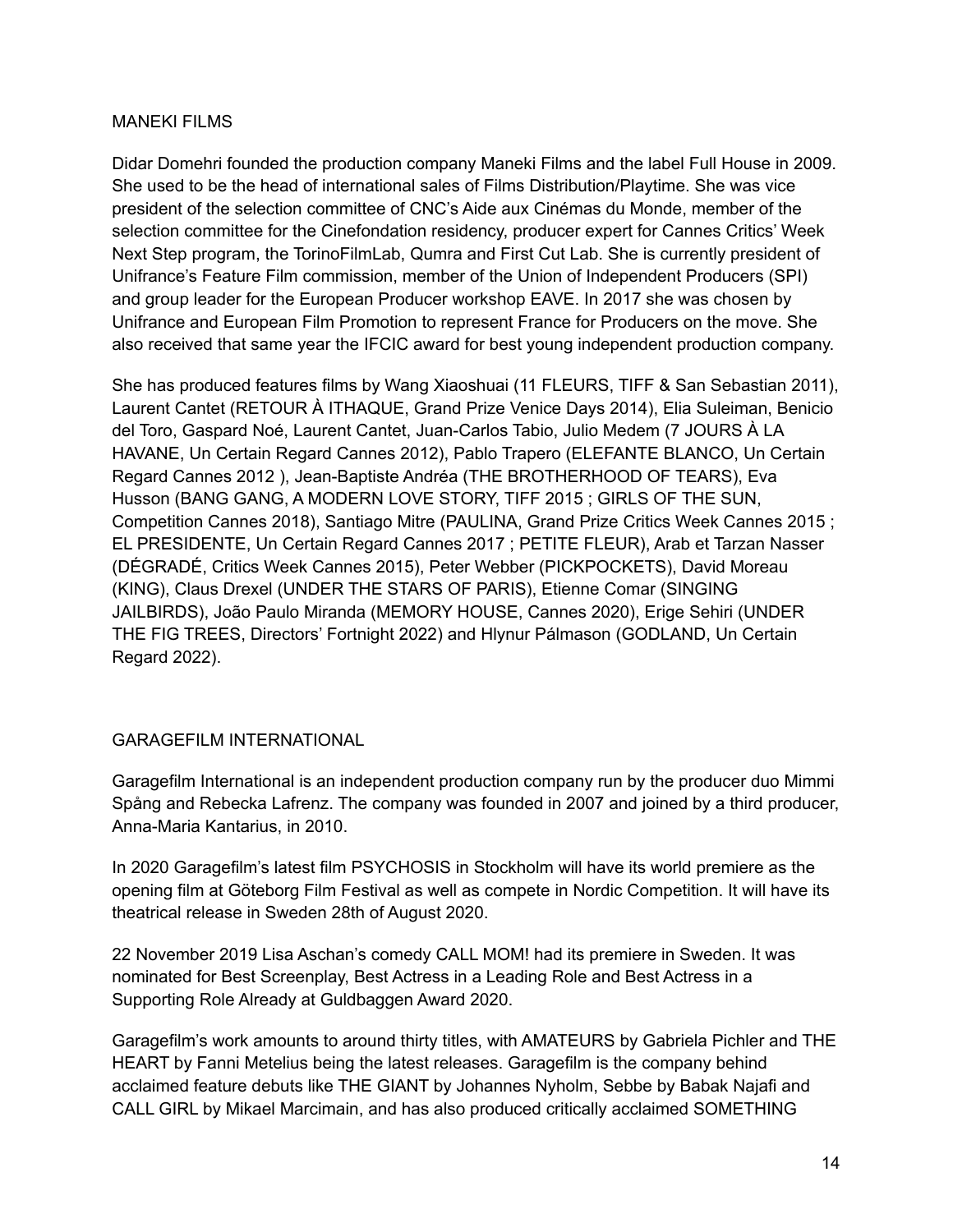## MANEKI FILMS

Didar Domehri founded the production company Maneki Films and the label Full House in 2009. She used to be the head of international sales of Films Distribution/Playtime. She was vice president of the selection committee of CNC's Aide aux Cinémas du Monde, member of the selection committee for the Cinefondation residency, producer expert for Cannes Critics' Week Next Step program, the TorinoFilmLab, Qumra and First Cut Lab. She is currently president of Unifrance's Feature Film commission, member of the Union of Independent Producers (SPI) and group leader for the European Producer workshop EAVE. In 2017 she was chosen by Unifrance and European Film Promotion to represent France for Producers on the move. She also received that same year the IFCIC award for best young independent production company.

She has produced features films by Wang Xiaoshuai (11 FLEURS, TIFF & San Sebastian 2011), Laurent Cantet (RETOUR À ITHAQUE, Grand Prize Venice Days 2014), Elia Suleiman, Benicio del Toro, Gaspard Noé, Laurent Cantet, Juan-Carlos Tabio, Julio Medem (7 JOURS À LA HAVANE, Un Certain Regard Cannes 2012), Pablo Trapero (ELEFANTE BLANCO, Un Certain Regard Cannes 2012 ), Jean-Baptiste Andréa (THE BROTHERHOOD OF TEARS), Eva Husson (BANG GANG, A MODERN LOVE STORY, TIFF 2015 ; GIRLS OF THE SUN, Competition Cannes 2018), Santiago Mitre (PAULINA, Grand Prize Critics Week Cannes 2015 ; EL PRESIDENTE, Un Certain Regard Cannes 2017 ; PETITE FLEUR), Arab et Tarzan Nasser (DÉGRADÉ, Critics Week Cannes 2015), Peter Webber (PICKPOCKETS), David Moreau (KING), Claus Drexel (UNDER THE STARS OF PARIS), Etienne Comar (SINGING JAILBIRDS), João Paulo Miranda (MEMORY HOUSE, Cannes 2020), Erige Sehiri (UNDER THE FIG TREES, Directors' Fortnight 2022) and Hlynur Pálmason (GODLAND, Un Certain Regard 2022).

## GARAGEFILM INTERNATIONAL

Garagefilm International is an independent production company run by the producer duo Mimmi Spång and Rebecka Lafrenz. The company was founded in 2007 and joined by a third producer, Anna-Maria Kantarius, in 2010.

In 2020 Garagefilm's latest film PSYCHOSIS in Stockholm will have its world premiere as the opening film at Göteborg Film Festival as well as compete in Nordic Competition. It will have its theatrical release in Sweden 28th of August 2020.

22 November 2019 Lisa Aschan's comedy CALL MOM! had its premiere in Sweden. It was nominated for Best Screenplay, Best Actress in a Leading Role and Best Actress in a Supporting Role Already at Guldbaggen Award 2020.

Garagefilm's work amounts to around thirty titles, with AMATEURS by Gabriela Pichler and THE HEART by Fanni Metelius being the latest releases. Garagefilm is the company behind acclaimed feature debuts like THE GIANT by Johannes Nyholm, Sebbe by Babak Najafi and CALL GIRL by Mikael Marcimain, and has also produced critically acclaimed SOMETHING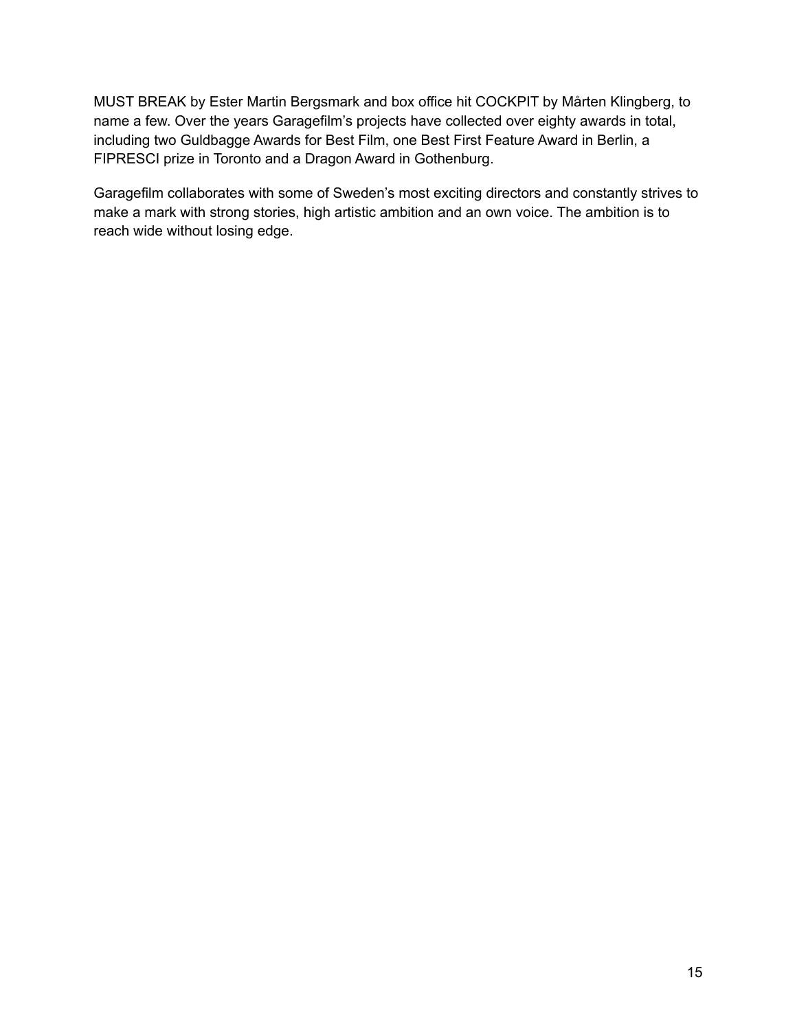MUST BREAK by Ester Martin Bergsmark and box office hit COCKPIT by Mårten Klingberg, to name a few. Over the years Garagefilm's projects have collected over eighty awards in total, including two Guldbagge Awards for Best Film, one Best First Feature Award in Berlin, a FIPRESCI prize in Toronto and a Dragon Award in Gothenburg.

Garagefilm collaborates with some of Sweden's most exciting directors and constantly strives to make a mark with strong stories, high artistic ambition and an own voice. The ambition is to reach wide without losing edge.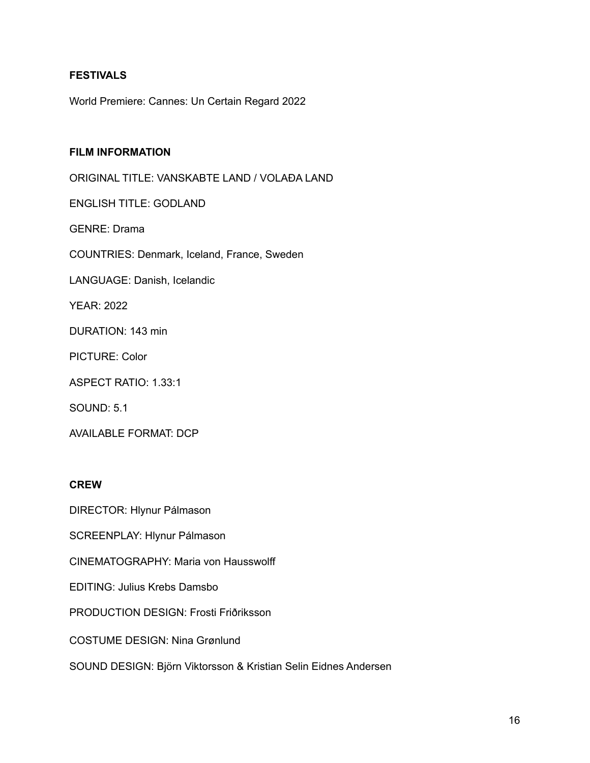**FESTIVALS**

World Premiere: Cannes: Un Certain Regard 2022

**FILM INFORMATION**

ORIGINAL TITLE: VANSKABTE LAND / VOLAÐA LAND

ENGLISH TITLE: GODLAND

GENRE: Drama

COUNTRIES: Denmark, Iceland, France, Sweden

LANGUAGE: Danish, Icelandic

YEAR: 2022

DURATION: 143 min

PICTURE: Color

ASPECT RATIO: 1.33:1

SOUND: 5.1

AVAILABLE FORMAT: DCP

**CREW**

DIRECTOR: Hlynur Pálmason

SCREENPLAY: Hlynur Pálmason

CINEMATOGRAPHY: Maria von Hausswolff

EDITING: Julius Krebs Damsbo

PRODUCTION DESIGN: Frosti Friðriksson

COSTUME DESIGN: Nina Grønlund

SOUND DESIGN: Björn Viktorsson & Kristian Selin Eidnes Andersen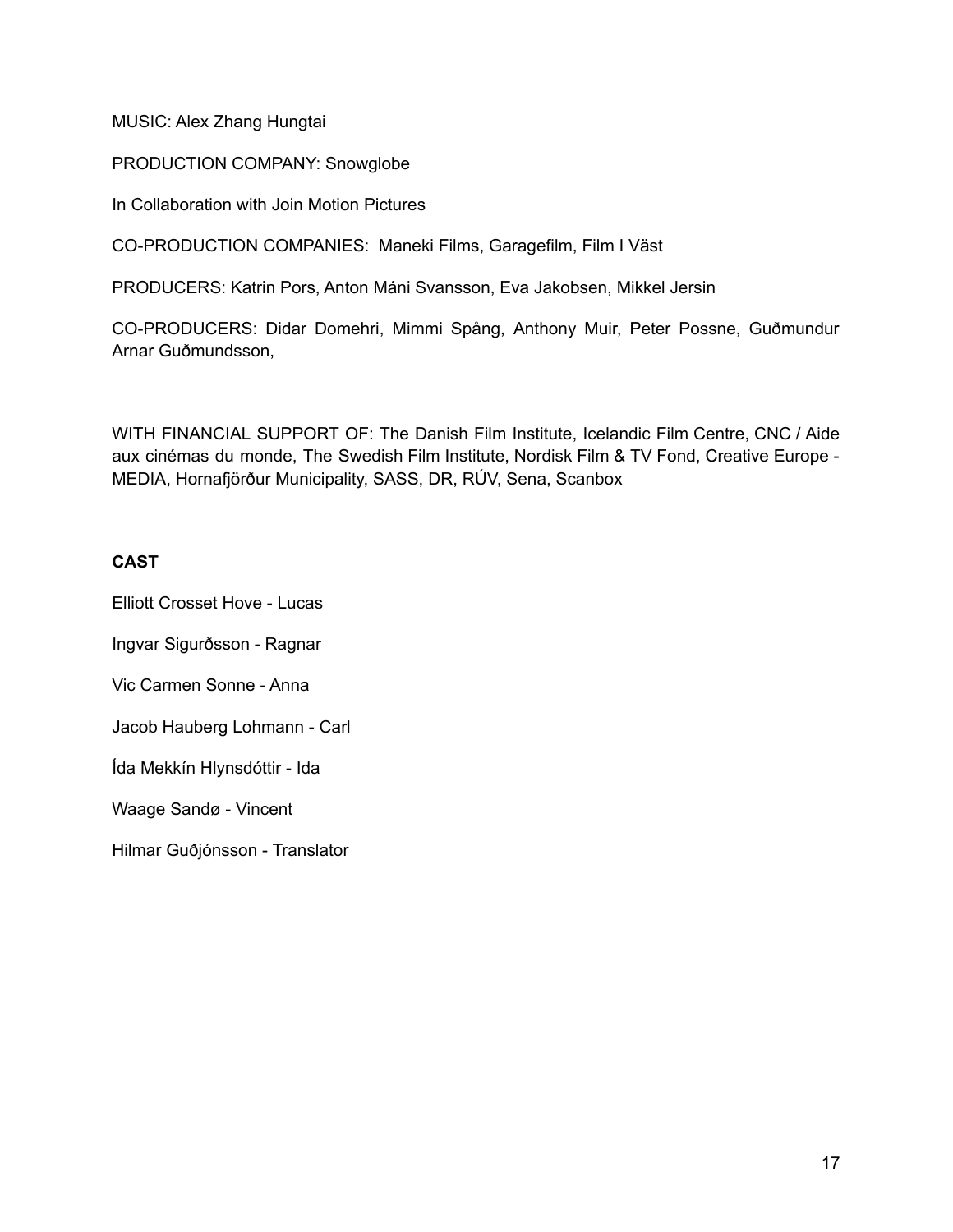MUSIC: Alex Zhang Hungtai

PRODUCTION COMPANY: Snowglobe

In Collaboration with Join Motion Pictures

CO-PRODUCTION COMPANIES: Maneki Films, Garagefilm, Film I Väst

PRODUCERS: Katrin Pors, Anton Máni Svansson, Eva Jakobsen, Mikkel Jersin

CO-PRODUCERS: Didar Domehri, Mimmi Spång, Anthony Muir, Peter Possne, Guðmundur Arnar Guðmundsson,

WITH FINANCIAL SUPPORT OF: The Danish Film Institute, Icelandic Film Centre, CNC / Aide aux cinémas du monde, The Swedish Film Institute, Nordisk Film & TV Fond, Creative Europe - MEDIA, Hornafjörður Municipality, SASS, DR, RÚV, Sena, Scanbox

**CAST**

Elliott Crosset Hove - Lucas

Ingvar Sigurðsson - Ragnar

Vic Carmen Sonne - Anna

Jacob Hauberg Lohmann - Carl

Ída Mekkín Hlynsdóttir - Ida

Waage Sandø - Vincent

Hilmar Guðjónsson - Translator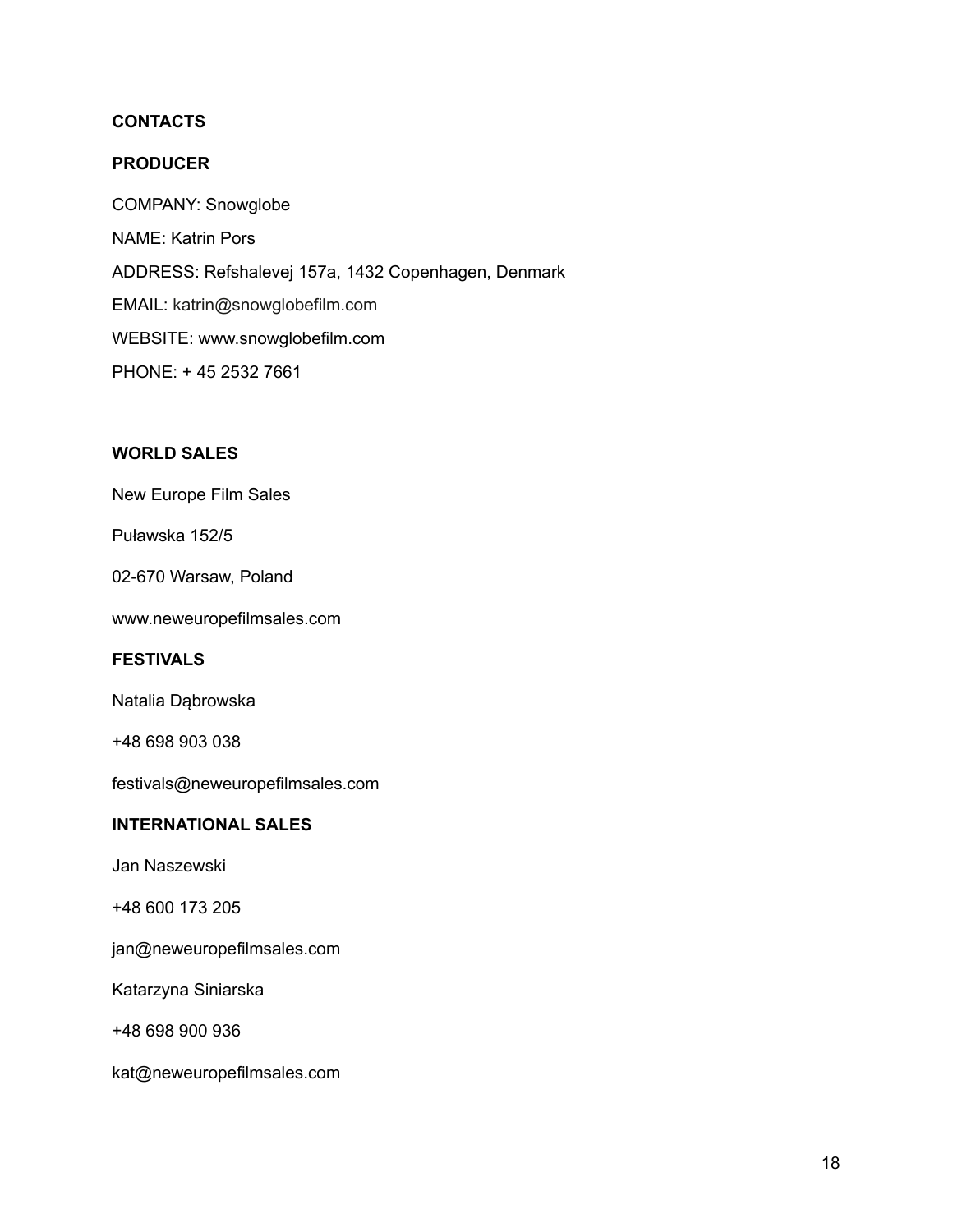**CONTACTS**

**PRODUCER**

COMPANY: Snowglobe

NAME: Katrin Pors

ADDRESS: Refshalevej 157a, 1432 Copenhagen, Denmark

EMAIL: katrin@snowglobefilm.com

WEBSITE: www.snowglobefilm.com

PHONE: + 45 2532 7661

**WORLD SALES**

New Europe Film Sales

Puławska 152/5

02-670 Warsaw, Poland

www.neweuropefilmsales.com

**FESTIVALS**

Natalia Dąbrowska

+48 698 903 038

festivals@neweuropefilmsales.com

**INTERNATIONAL SALES**

Jan Naszewski

+48 600 173 205

jan@neweuropefilmsales.com

Katarzyna Siniarska

+48 698 900 936

kat@neweuropefilmsales.com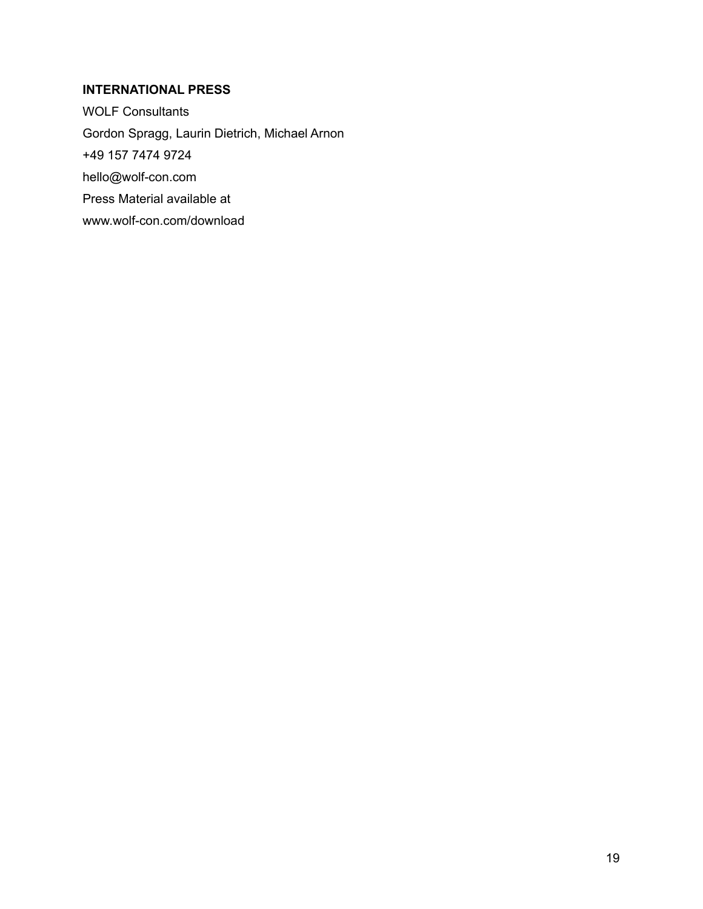**INTERNATIONAL PRESS**

WOLF Consultants

Gordon Spragg, Laurin Dietrich, Michael Arnon

+49 157 7474 9724

hello@wolf-con.com

Press Material available at

www.wolf-con.com/download